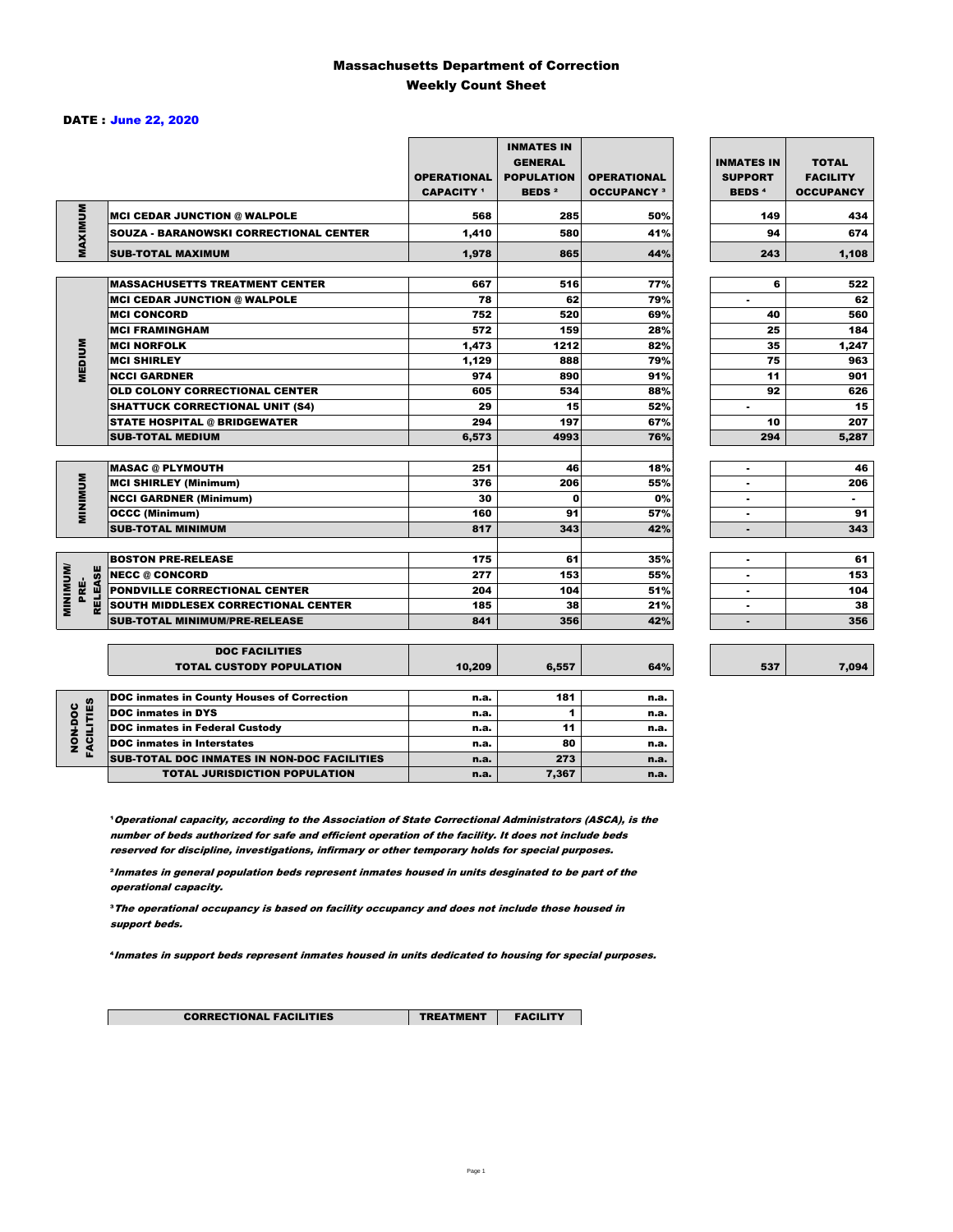# Massachusetts Department of Correction
## Weekly Count Sheet

**DATE : June 22, 2020**

| | | OPERATIONAL CAPACITY [1] | INMATES IN GENERAL POPULATION BEDS [2] | OPERATIONAL OCCUPANCY [3] | INMATES IN SUPPORT BEDS [4] | TOTAL FACILITY OCCUPANCY |
|---|---|---|---|---|---|---|
| MAXIMUM | MCI CEDAR JUNCTION @ WALPOLE | 568 | 285 | 50% | 149 | 434 |
| | SOUZA - BARANOWSKI CORRECTIONAL CENTER | 1,410 | 580 | 41% | 94 | 674 |
| | SUB-TOTAL MAXIMUM | 1,978 | 865 | 44% | 243 | 1,108 |
| MEDIUM | MASSACHUSETTS TREATMENT CENTER | 667 | 516 | 77% | 6 | 522 |
| | MCI CEDAR JUNCTION @ WALPOLE | 78 | 62 | 79% | - | 62 |
| | MCI CONCORD | 752 | 520 | 69% | 40 | 560 |
| | MCI FRAMINGHAM | 572 | 159 | 28% | 25 | 184 |
| | MCI NORFOLK | 1,473 | 1212 | 82% | 35 | 1,247 |
| | MCI SHIRLEY | 1,129 | 888 | 79% | 75 | 963 |
| | NCCI GARDNER | 974 | 890 | 91% | 11 | 901 |
| | OLD COLONY CORRECTIONAL CENTER | 605 | 534 | 88% | 92 | 626 |
| | SHATTUCK CORRECTIONAL UNIT (S4) | 29 | 15 | 52% | - | 15 |
| | STATE HOSPITAL @ BRIDGEWATER | 294 | 197 | 67% | 10 | 207 |
| | SUB-TOTAL MEDIUM | 6,573 | 4993 | 76% | 294 | 5,287 |
| MINIMUM | MASAC @ PLYMOUTH | 251 | 46 | 18% | - | 46 |
| | MCI SHIRLEY (Minimum) | 376 | 206 | 55% | - | 206 |
| | NCCI GARDNER (Minimum) | 30 | 0 | 0% | - | - |
| | OCCC (Minimum) | 160 | 91 | 57% | - | 91 |
| | SUB-TOTAL MINIMUM | 817 | 343 | 42% | - | 343 |
| MINIMUM/ PRE-RELEASE | BOSTON PRE-RELEASE | 175 | 61 | 35% | - | 61 |
| | NECC @ CONCORD | 277 | 153 | 55% | - | 153 |
| | PONDVILLE CORRECTIONAL CENTER | 204 | 104 | 51% | - | 104 |
| | SOUTH MIDDLESEX CORRECTIONAL CENTER | 185 | 38 | 21% | - | 38 |
| | SUB-TOTAL MINIMUM/PRE-RELEASE | 841 | 356 | 42% | - | 356 |
| | DOC FACILITIES TOTAL CUSTODY POPULATION | 10,209 | 6,557 | 64% | 537 | 7,094 |

| | | | | |
|---|---|---|---|---|
| NON-DOC FACILITIES | DOC inmates in County Houses of Correction | n.a. | 181 | n.a. |
| | DOC inmates in DYS | n.a. | 1 | n.a. |
| | DOC inmates in Federal Custody | n.a. | 11 | n.a. |
| | DOC inmates in Interstates | n.a. | 80 | n.a. |
| | SUB-TOTAL DOC INMATES IN NON-DOC FACILITIES | n.a. | 273 | n.a. |
| | TOTAL JURISDICTION POPULATION | n.a. | 7,367 | n.a. |

[1] *Operational capacity, according to the Association of State Correctional Administrators (ASCA), is the number of beds authorized for safe and efficient operation of the facility. It does not include beds reserved for discipline, investigations, infirmary or other temporary holds for special purposes.*

[2] *Inmates in general population beds represent inmates housed in units desginated to be part of the operational capacity.*

[3] *The operational occupancy is based on facility occupancy and does not include those housed in support beds.*

[4] *Inmates in support beds represent inmates housed in units dedicated to housing for special purposes.*

| CORRECTIONAL FACILITIES | TREATMENT | FACILITY |
|---|---|---|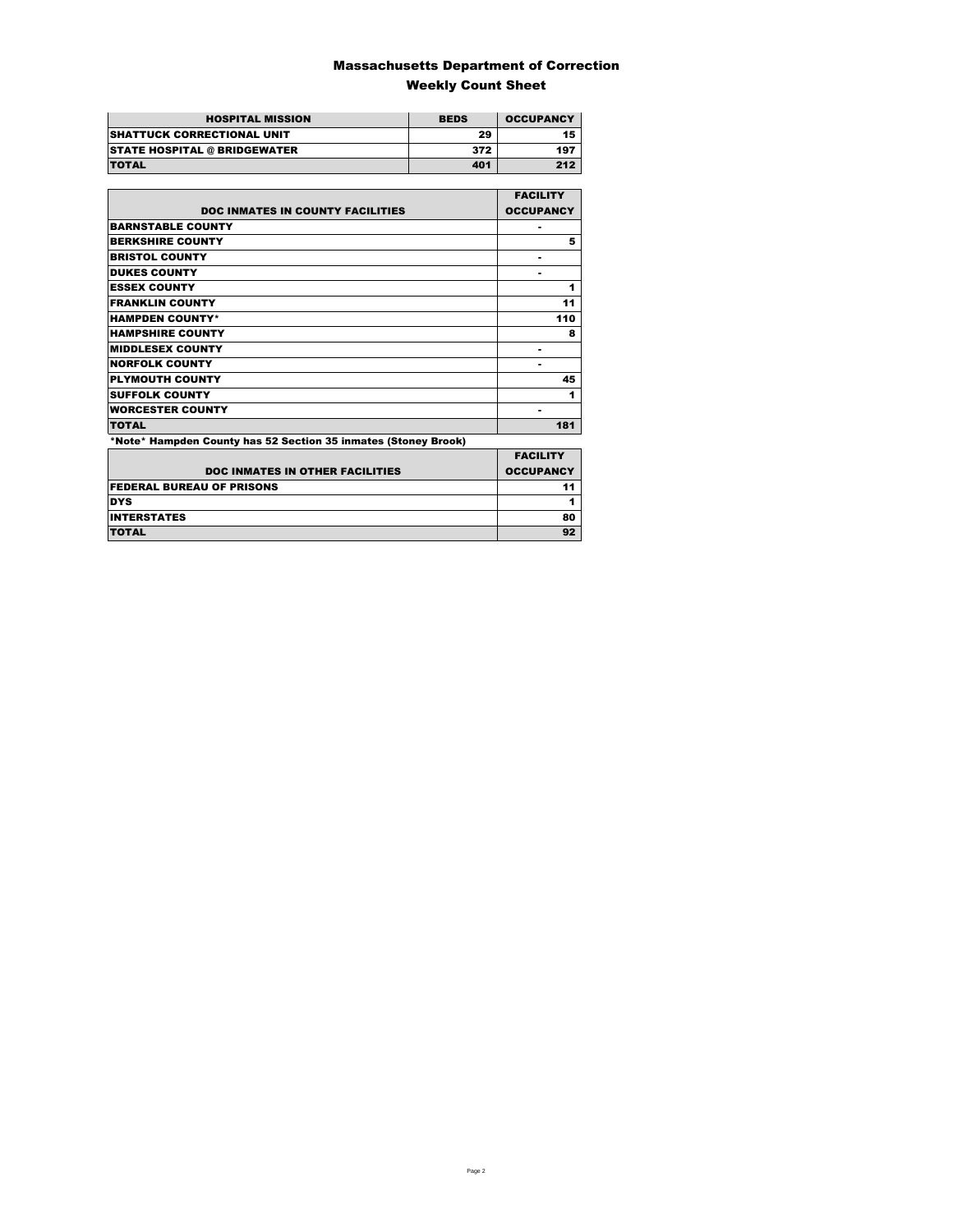# Massachusetts Department of Correction

## Weekly Count Sheet

| HOSPITAL MISSION | BEDS | OCCUPANCY |
|---|---|---|
| SHATTUCK CORRECTIONAL UNIT | 29 | 15 |
| STATE HOSPITAL @ BRIDGEWATER | 372 | 197 |
| TOTAL | 401 | 212 |

| DOC INMATES IN COUNTY FACILITIES | FACILITY OCCUPANCY |
|---|---|
| BARNSTABLE COUNTY | - |
| BERKSHIRE COUNTY | 5 |
| BRISTOL COUNTY | - |
| DUKES COUNTY | - |
| ESSEX COUNTY | 1 |
| FRANKLIN COUNTY | 11 |
| HAMPDEN COUNTY* | 110 |
| HAMPSHIRE COUNTY | 8 |
| MIDDLESEX COUNTY | - |
| NORFOLK COUNTY | - |
| PLYMOUTH COUNTY | 45 |
| SUFFOLK COUNTY | 1 |
| WORCESTER COUNTY | - |
| TOTAL | 181 |

*Note* Hampden County has 52 Section 35 inmates (Stoney Brook)

| DOC INMATES IN OTHER FACILITIES | FACILITY OCCUPANCY |
|---|---|
| FEDERAL BUREAU OF PRISONS | 11 |
| DYS | 1 |
| INTERSTATES | 80 |
| TOTAL | 92 |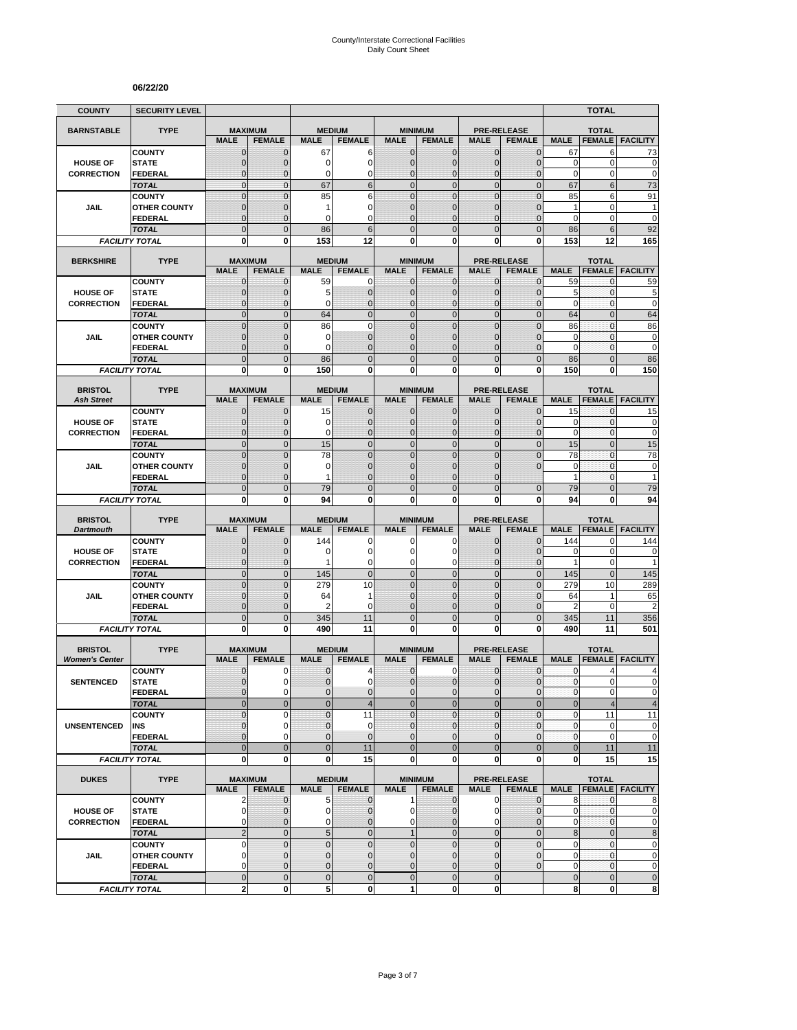County/Interstate Correctional Facilities
Daily Count Sheet

**06/22/20**

| COUNTY | SECURITY LEVEL | | | | | | | | | | TOTAL | |
|---|---|---|---|---|---|---|---|---|---|---|---|---|
| **BARNSTABLE** | **TYPE** | **MAXIMUM** | | **MEDIUM** | | **MINIMUM** | | **PRE-RELEASE** | | **TOTAL** | | |
| | | **MALE** | **FEMALE** | **MALE** | **FEMALE** | **MALE** | **FEMALE** | **MALE** | **FEMALE** | **MALE** | **FEMALE** | **FACILITY** |
| **HOUSE OF CORRECTION** | COUNTY | 0 | 0 | 67 | 6 | 0 | 0 | 0 | 0 | 67 | 6 | 73 |
| | STATE | 0 | 0 | 0 | 0 | 0 | 0 | 0 | 0 | 0 | 0 | 0 |
| | FEDERAL | 0 | 0 | 0 | 0 | 0 | 0 | 0 | 0 | 0 | 0 | 0 |
| | *TOTAL* | 0 | 0 | 67 | 6 | 0 | 0 | 0 | 0 | 67 | 6 | 73 |
| **JAIL** | COUNTY | 0 | 0 | 85 | 6 | 0 | 0 | 0 | 0 | 85 | 6 | 91 |
| | OTHER COUNTY | 0 | 0 | 1 | 0 | 0 | 0 | 0 | 0 | 1 | 0 | 1 |
| | FEDERAL | 0 | 0 | 0 | 0 | 0 | 0 | 0 | 0 | 0 | 0 | 0 |
| | *TOTAL* | 0 | 0 | 86 | 6 | 0 | 0 | 0 | 0 | 86 | 6 | 92 |
| *FACILITY TOTAL* | | **0** | **0** | **153** | **12** | **0** | **0** | **0** | **0** | **153** | **12** | **165** |
| **BERKSHIRE** | **TYPE** | **MAXIMUM** | | **MEDIUM** | | **MINIMUM** | | **PRE-RELEASE** | | **TOTAL** | | |
| | | **MALE** | **FEMALE** | **MALE** | **FEMALE** | **MALE** | **FEMALE** | **MALE** | **FEMALE** | **MALE** | **FEMALE** | **FACILITY** |
| **HOUSE OF CORRECTION** | COUNTY | 0 | 0 | 59 | 0 | 0 | 0 | 0 | 0 | 59 | 0 | 59 |
| | STATE | 0 | 0 | 5 | 0 | 0 | 0 | 0 | 0 | 5 | 0 | 5 |
| | FEDERAL | 0 | 0 | 0 | 0 | 0 | 0 | 0 | 0 | 0 | 0 | 0 |
| | *TOTAL* | 0 | 0 | 64 | 0 | 0 | 0 | 0 | 0 | 64 | 0 | 64 |
| **JAIL** | COUNTY | 0 | 0 | 86 | 0 | 0 | 0 | 0 | 0 | 86 | 0 | 86 |
| | OTHER COUNTY | 0 | 0 | 0 | 0 | 0 | 0 | 0 | 0 | 0 | 0 | 0 |
| | FEDERAL | 0 | 0 | 0 | 0 | 0 | 0 | 0 | 0 | 0 | 0 | 0 |
| | *TOTAL* | 0 | 0 | 86 | 0 | 0 | 0 | 0 | 0 | 86 | 0 | 86 |
| *FACILITY TOTAL* | | **0** | **0** | **150** | **0** | **0** | **0** | **0** | **0** | **150** | **0** | **150** |
| **BRISTOL** *Ash Street* | **TYPE** | **MAXIMUM** | | **MEDIUM** | | **MINIMUM** | | **PRE-RELEASE** | | **TOTAL** | | |
| | | **MALE** | **FEMALE** | **MALE** | **FEMALE** | **MALE** | **FEMALE** | **MALE** | **FEMALE** | **MALE** | **FEMALE** | **FACILITY** |
| **HOUSE OF CORRECTION** | COUNTY | 0 | 0 | 15 | 0 | 0 | 0 | 0 | 0 | 15 | 0 | 15 |
| | STATE | 0 | 0 | 0 | 0 | 0 | 0 | 0 | 0 | 0 | 0 | 0 |
| | FEDERAL | 0 | 0 | 0 | 0 | 0 | 0 | 0 | 0 | 0 | 0 | 0 |
| | *TOTAL* | 0 | 0 | 15 | 0 | 0 | 0 | 0 | 0 | 15 | 0 | 15 |
| **JAIL** | COUNTY | 0 | 0 | 78 | 0 | 0 | 0 | 0 | 0 | 78 | 0 | 78 |
| | OTHER COUNTY | 0 | 0 | 0 | 0 | 0 | 0 | 0 | 0 | 0 | 0 | 0 |
| | FEDERAL | 0 | 0 | 1 | 0 | 0 | 0 | 0 | | 1 | 0 | 1 |
| | *TOTAL* | 0 | 0 | 79 | 0 | 0 | 0 | 0 | 0 | 79 | 0 | 79 |
| *FACILITY TOTAL* | | **0** | **0** | **94** | **0** | **0** | **0** | **0** | **0** | **94** | **0** | **94** |
| **BRISTOL** *Dartmouth* | **TYPE** | **MAXIMUM** | | **MEDIUM** | | **MINIMUM** | | **PRE-RELEASE** | | **TOTAL** | | |
| | | **MALE** | **FEMALE** | **MALE** | **FEMALE** | **MALE** | **FEMALE** | **MALE** | **FEMALE** | **MALE** | **FEMALE** | **FACILITY** |
| **HOUSE OF CORRECTION** | COUNTY | 0 | 0 | 144 | 0 | 0 | 0 | 0 | 0 | 144 | 0 | 144 |
| | STATE | 0 | 0 | 0 | 0 | 0 | 0 | 0 | 0 | 0 | 0 | 0 |
| | FEDERAL | 0 | 0 | 1 | 0 | 0 | 0 | 0 | 0 | 1 | 0 | 1 |
| | *TOTAL* | 0 | 0 | 145 | 0 | 0 | 0 | 0 | 0 | 145 | 0 | 145 |
| **JAIL** | COUNTY | 0 | 0 | 279 | 10 | 0 | 0 | 0 | 0 | 279 | 10 | 289 |
| | OTHER COUNTY | 0 | 0 | 64 | 1 | 0 | 0 | 0 | 0 | 64 | 1 | 65 |
| | FEDERAL | 0 | 0 | 2 | 0 | 0 | 0 | 0 | 0 | 2 | 0 | 2 |
| | *TOTAL* | 0 | 0 | 345 | 11 | 0 | 0 | 0 | 0 | 345 | 11 | 356 |
| *FACILITY TOTAL* | | **0** | **0** | **490** | **11** | **0** | **0** | **0** | **0** | **490** | **11** | **501** |
| **BRISTOL** *Women's Center* | **TYPE** | **MAXIMUM** | | **MEDIUM** | | **MINIMUM** | | **PRE-RELEASE** | | **TOTAL** | | |
| | | **MALE** | **FEMALE** | **MALE** | **FEMALE** | **MALE** | **FEMALE** | **MALE** | **FEMALE** | **MALE** | **FEMALE** | **FACILITY** |
| **SENTENCED** | COUNTY | 0 | 0 | 0 | 4 | 0 | 0 | 0 | 0 | 0 | 4 | 4 |
| | STATE | 0 | 0 | 0 | 0 | 0 | 0 | 0 | 0 | 0 | 0 | 0 |
| | FEDERAL | 0 | 0 | 0 | 0 | 0 | 0 | 0 | 0 | 0 | 0 | 0 |
| | *TOTAL* | 0 | 0 | 0 | 4 | 0 | 0 | 0 | 0 | 0 | 4 | 4 |
| **UNSENTENCED** | COUNTY | 0 | 0 | 0 | 11 | 0 | 0 | 0 | 0 | 0 | 11 | 11 |
| | INS | 0 | 0 | 0 | 0 | 0 | 0 | 0 | 0 | 0 | 0 | 0 |
| | FEDERAL | 0 | 0 | 0 | 0 | 0 | 0 | 0 | 0 | 0 | 0 | 0 |
| | *TOTAL* | 0 | 0 | 0 | 11 | 0 | 0 | 0 | 0 | 0 | 11 | 11 |
| *FACILITY TOTAL* | | **0** | **0** | **0** | **15** | **0** | **0** | **0** | **0** | **0** | **15** | **15** |
| **DUKES** | **TYPE** | **MAXIMUM** | | **MEDIUM** | | **MINIMUM** | | **PRE-RELEASE** | | **TOTAL** | | |
| | | **MALE** | **FEMALE** | **MALE** | **FEMALE** | **MALE** | **FEMALE** | **MALE** | **FEMALE** | **MALE** | **FEMALE** | **FACILITY** |
| **HOUSE OF CORRECTION** | COUNTY | 2 | 0 | 5 | 0 | 1 | 0 | 0 | 0 | 8 | 0 | 8 |
| | STATE | 0 | 0 | 0 | 0 | 0 | 0 | 0 | 0 | 0 | 0 | 0 |
| | FEDERAL | 0 | 0 | 0 | 0 | 0 | 0 | 0 | 0 | 0 | 0 | 0 |
| | *TOTAL* | 2 | 0 | 5 | 0 | 1 | 0 | 0 | 0 | 8 | 0 | 8 |
| **JAIL** | COUNTY | 0 | 0 | 0 | 0 | 0 | 0 | 0 | 0 | 0 | 0 | 0 |
| | OTHER COUNTY | 0 | 0 | 0 | 0 | 0 | 0 | 0 | 0 | 0 | 0 | 0 |
| | FEDERAL | 0 | 0 | 0 | 0 | 0 | 0 | 0 | 0 | 0 | 0 | 0 |
| | *TOTAL* | 0 | 0 | 0 | 0 | 0 | 0 | 0 | | 0 | 0 | 0 |
| *FACILITY TOTAL* | | **2** | **0** | **5** | **0** | **1** | **0** | **0** | | **8** | **0** | **8** |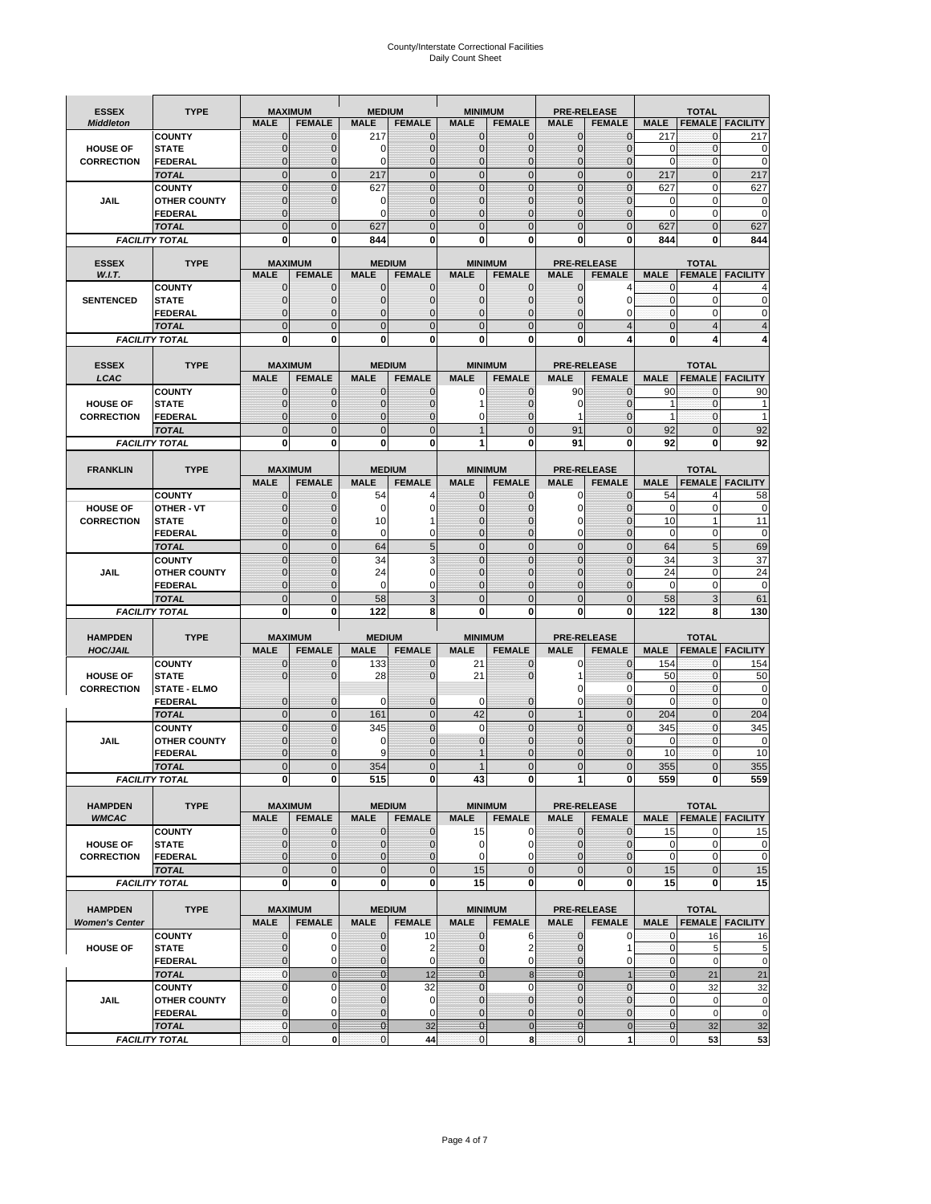# County/Interstate Correctional Facilities
## Daily Count Sheet

| ESSEX *Middleton* | TYPE | MAXIMUM MALE | MAXIMUM FEMALE | MEDIUM MALE | MEDIUM FEMALE | MINIMUM MALE | MINIMUM FEMALE | PRE-RELEASE MALE | PRE-RELEASE FEMALE | TOTAL MALE | TOTAL FEMALE | TOTAL FACILITY |
|---|---|---|---|---|---|---|---|---|---|---|---|---|
| | COUNTY | 0 | 0 | 217 | 0 | 0 | 0 | 0 | 0 | 217 | 0 | 217 |
| HOUSE OF | STATE | 0 | 0 | 0 | 0 | 0 | 0 | 0 | 0 | 0 | 0 | 0 |
| CORRECTION | FEDERAL | 0 | 0 | 0 | 0 | 0 | 0 | 0 | 0 | 0 | 0 | 0 |
| | *TOTAL* | 0 | 0 | 217 | 0 | 0 | 0 | 0 | 0 | 217 | 0 | 217 |
| | COUNTY | 0 | 0 | 627 | 0 | 0 | 0 | 0 | 0 | 627 | 0 | 627 |
| JAIL | OTHER COUNTY | 0 | 0 | 0 | 0 | 0 | 0 | 0 | 0 | 0 | 0 | 0 |
| | FEDERAL | 0 | | 0 | 0 | 0 | 0 | 0 | 0 | 0 | 0 | 0 |
| | *TOTAL* | 0 | 0 | 627 | 0 | 0 | 0 | 0 | 0 | 627 | 0 | 627 |
| *FACILITY TOTAL* | | **0** | **0** | **844** | **0** | **0** | **0** | **0** | **0** | **844** | **0** | **844** |

| ESSEX *W.I.T.* | TYPE | MAXIMUM MALE | MAXIMUM FEMALE | MEDIUM MALE | MEDIUM FEMALE | MINIMUM MALE | MINIMUM FEMALE | PRE-RELEASE MALE | PRE-RELEASE FEMALE | TOTAL MALE | TOTAL FEMALE | TOTAL FACILITY |
|---|---|---|---|---|---|---|---|---|---|---|---|---|
| | COUNTY | 0 | 0 | 0 | 0 | 0 | 0 | 0 | 4 | 0 | 4 | 4 |
| SENTENCED | STATE | 0 | 0 | 0 | 0 | 0 | 0 | 0 | 0 | 0 | 0 | 0 |
| | FEDERAL | 0 | 0 | 0 | 0 | 0 | 0 | 0 | 0 | 0 | 0 | 0 |
| | *TOTAL* | 0 | 0 | 0 | 0 | 0 | 0 | 0 | 4 | 0 | 4 | 4 |
| *FACILITY TOTAL* | | **0** | **0** | **0** | **0** | **0** | **0** | **0** | **4** | **0** | **4** | **4** |

| ESSEX *LCAC* | TYPE | MAXIMUM MALE | MAXIMUM FEMALE | MEDIUM MALE | MEDIUM FEMALE | MINIMUM MALE | MINIMUM FEMALE | PRE-RELEASE MALE | PRE-RELEASE FEMALE | TOTAL MALE | TOTAL FEMALE | TOTAL FACILITY |
|---|---|---|---|---|---|---|---|---|---|---|---|---|
| | COUNTY | 0 | 0 | 0 | 0 | 0 | 0 | 90 | 0 | 90 | 0 | 90 |
| HOUSE OF | STATE | 0 | 0 | 0 | 0 | 1 | 0 | 0 | 0 | 1 | 0 | 1 |
| CORRECTION | FEDERAL | 0 | 0 | 0 | 0 | 0 | 0 | 1 | 0 | 1 | 0 | 1 |
| | *TOTAL* | 0 | 0 | 0 | 0 | 1 | 0 | 91 | 0 | 92 | 0 | 92 |
| *FACILITY TOTAL* | | **0** | **0** | **0** | **0** | **1** | **0** | **91** | **0** | **92** | **0** | **92** |

| FRANKLIN | TYPE | MAXIMUM MALE | MAXIMUM FEMALE | MEDIUM MALE | MEDIUM FEMALE | MINIMUM MALE | MINIMUM FEMALE | PRE-RELEASE MALE | PRE-RELEASE FEMALE | TOTAL MALE | TOTAL FEMALE | TOTAL FACILITY |
|---|---|---|---|---|---|---|---|---|---|---|---|---|
| | COUNTY | 0 | 0 | 54 | 4 | 0 | 0 | 0 | 0 | 54 | 4 | 58 |
| HOUSE OF | OTHER - VT | 0 | 0 | 0 | 0 | 0 | 0 | 0 | 0 | 0 | 0 | 0 |
| CORRECTION | STATE | 0 | 0 | 10 | 1 | 0 | 0 | 0 | 0 | 10 | 1 | 11 |
| | FEDERAL | 0 | 0 | 0 | 0 | 0 | 0 | 0 | 0 | 0 | 0 | 0 |
| | *TOTAL* | 0 | 0 | 64 | 5 | 0 | 0 | 0 | 0 | 64 | 5 | 69 |
| | COUNTY | 0 | 0 | 34 | 3 | 0 | 0 | 0 | 0 | 34 | 3 | 37 |
| JAIL | OTHER COUNTY | 0 | 0 | 24 | 0 | 0 | 0 | 0 | 0 | 24 | 0 | 24 |
| | FEDERAL | 0 | 0 | 0 | 0 | 0 | 0 | 0 | 0 | 0 | 0 | 0 |
| | *TOTAL* | 0 | 0 | 58 | 3 | 0 | 0 | 0 | 0 | 58 | 3 | 61 |
| *FACILITY TOTAL* | | **0** | **0** | **122** | **8** | **0** | **0** | **0** | **0** | **122** | **8** | **130** |

| HAMPDEN *HOC/JAIL* | TYPE | MAXIMUM MALE | MAXIMUM FEMALE | MEDIUM MALE | MEDIUM FEMALE | MINIMUM MALE | MINIMUM FEMALE | PRE-RELEASE MALE | PRE-RELEASE FEMALE | TOTAL MALE | TOTAL FEMALE | TOTAL FACILITY |
|---|---|---|---|---|---|---|---|---|---|---|---|---|
| | COUNTY | 0 | 0 | 133 | 0 | 21 | 0 | 0 | 0 | 154 | 0 | 154 |
| HOUSE OF | STATE | 0 | 0 | 28 | 0 | 21 | 0 | 1 | 0 | 50 | 0 | 50 |
| CORRECTION | STATE - ELMO | | | | | | | 0 | 0 | 0 | 0 | 0 |
| | FEDERAL | 0 | 0 | 0 | 0 | 0 | 0 | 0 | 0 | 0 | 0 | 0 |
| | *TOTAL* | 0 | 0 | 161 | 0 | 42 | 0 | 1 | 0 | 204 | 0 | 204 |
| | COUNTY | 0 | 0 | 345 | 0 | 0 | 0 | 0 | 0 | 345 | 0 | 345 |
| JAIL | OTHER COUNTY | 0 | 0 | 0 | 0 | 0 | 0 | 0 | 0 | 0 | 0 | 0 |
| | FEDERAL | 0 | 0 | 9 | 0 | 1 | 0 | 0 | 0 | 10 | 0 | 10 |
| | *TOTAL* | 0 | 0 | 354 | 0 | 1 | 0 | 0 | 0 | 355 | 0 | 355 |
| *FACILITY TOTAL* | | **0** | **0** | **515** | **0** | **43** | **0** | **1** | **0** | **559** | **0** | **559** |

| HAMPDEN *WMCAC* | TYPE | MAXIMUM MALE | MAXIMUM FEMALE | MEDIUM MALE | MEDIUM FEMALE | MINIMUM MALE | MINIMUM FEMALE | PRE-RELEASE MALE | PRE-RELEASE FEMALE | TOTAL MALE | TOTAL FEMALE | TOTAL FACILITY |
|---|---|---|---|---|---|---|---|---|---|---|---|---|
| | COUNTY | 0 | 0 | 0 | 0 | 15 | 0 | 0 | 0 | 15 | 0 | 15 |
| HOUSE OF | STATE | 0 | 0 | 0 | 0 | 0 | 0 | 0 | 0 | 0 | 0 | 0 |
| CORRECTION | FEDERAL | 0 | 0 | 0 | 0 | 0 | 0 | 0 | 0 | 0 | 0 | 0 |
| | *TOTAL* | 0 | 0 | 0 | 0 | 15 | 0 | 0 | 0 | 15 | 0 | 15 |
| *FACILITY TOTAL* | | **0** | **0** | **0** | **0** | **15** | **0** | **0** | **0** | **15** | **0** | **15** |

| HAMPDEN *Women's Center* | TYPE | MAXIMUM MALE | MAXIMUM FEMALE | MEDIUM MALE | MEDIUM FEMALE | MINIMUM MALE | MINIMUM FEMALE | PRE-RELEASE MALE | PRE-RELEASE FEMALE | TOTAL MALE | TOTAL FEMALE | TOTAL FACILITY |
|---|---|---|---|---|---|---|---|---|---|---|---|---|
| | COUNTY | 0 | 0 | 0 | 10 | 0 | 6 | 0 | 0 | 0 | 16 | 16 |
| HOUSE OF | STATE | 0 | 0 | 0 | 2 | 0 | 2 | 0 | 1 | 0 | 5 | 5 |
| | FEDERAL | 0 | 0 | 0 | 0 | 0 | 0 | 0 | 0 | 0 | 0 | 0 |
| | *TOTAL* | 0 | 0 | 0 | 12 | 0 | 8 | 0 | 1 | 0 | 21 | 21 |
| | COUNTY | 0 | 0 | 0 | 32 | 0 | 0 | 0 | 0 | 0 | 32 | 32 |
| JAIL | OTHER COUNTY | 0 | 0 | 0 | 0 | 0 | 0 | 0 | 0 | 0 | 0 | 0 |
| | FEDERAL | 0 | 0 | 0 | 0 | 0 | 0 | 0 | 0 | 0 | 0 | 0 |
| | *TOTAL* | 0 | 0 | 0 | 32 | 0 | 0 | 0 | 0 | 0 | 32 | 32 |
| *FACILITY TOTAL* | | **0** | **0** | **0** | **44** | **0** | **8** | **0** | **1** | **0** | **53** | **53** |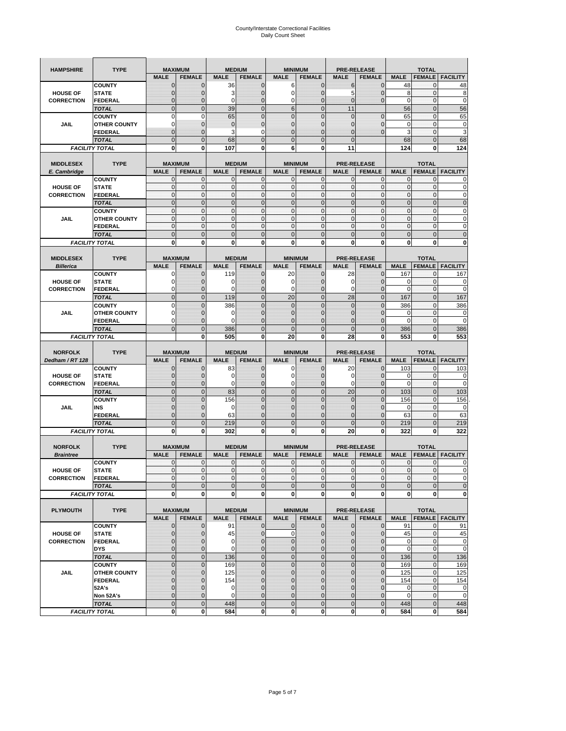# County/Interstate Correctional Facilities
## Daily Count Sheet

| HAMPSHIRE | TYPE | MAXIMUM | | MEDIUM | | MINIMUM | | PRE-RELEASE | | TOTAL | | |
|---|---|---|---|---|---|---|---|---|---|---|---|---|
| | | MALE | FEMALE | MALE | FEMALE | MALE | FEMALE | MALE | FEMALE | MALE | FEMALE | FACILITY |
| HOUSE OF CORRECTION | COUNTY | 0 | 0 | 36 | 0 | 6 | 0 | 6 | 0 | 48 | 0 | 48 |
| | STATE | 0 | 0 | 3 | 0 | 0 | 0 | 5 | 0 | 8 | 0 | 8 |
| | FEDERAL | 0 | 0 | 0 | 0 | 0 | 0 | 0 | 0 | 0 | 0 | 0 |
| | TOTAL | 0 | 0 | 39 | 0 | 6 | 0 | 11 | | 56 | 0 | 56 |
| JAIL | COUNTY | 0 | 0 | 65 | 0 | 0 | 0 | 0 | 0 | 65 | 0 | 65 |
| | OTHER COUNTY | 0 | 0 | 0 | 0 | 0 | 0 | 0 | 0 | 0 | 0 | 0 |
| | FEDERAL | 0 | 0 | 3 | 0 | 0 | 0 | 0 | 0 | 3 | 0 | 3 |
| | TOTAL | 0 | 0 | 68 | 0 | 0 | 0 | 0 | | 68 | 0 | 68 |
| FACILITY TOTAL | | 0 | 0 | 107 | 0 | 6 | 0 | 11 | | 124 | 0 | 124 |

| MIDDLESEX E. Cambridge | TYPE | MAXIMUM | | MEDIUM | | MINIMUM | | PRE-RELEASE | | TOTAL | | |
|---|---|---|---|---|---|---|---|---|---|---|---|---|
| | | MALE | FEMALE | MALE | FEMALE | MALE | FEMALE | MALE | FEMALE | MALE | FEMALE | FACILITY |
| HOUSE OF CORRECTION | COUNTY | 0 | 0 | 0 | 0 | 0 | 0 | 0 | 0 | 0 | 0 | 0 |
| | STATE | 0 | 0 | 0 | 0 | 0 | 0 | 0 | 0 | 0 | 0 | 0 |
| | FEDERAL | 0 | 0 | 0 | 0 | 0 | 0 | 0 | 0 | 0 | 0 | 0 |
| | TOTAL | 0 | 0 | 0 | 0 | 0 | 0 | 0 | 0 | 0 | 0 | 0 |
| JAIL | COUNTY | 0 | 0 | 0 | 0 | 0 | 0 | 0 | 0 | 0 | 0 | 0 |
| | OTHER COUNTY | 0 | 0 | 0 | 0 | 0 | 0 | 0 | 0 | 0 | 0 | 0 |
| | FEDERAL | 0 | 0 | 0 | 0 | 0 | 0 | 0 | 0 | 0 | 0 | 0 |
| | TOTAL | 0 | 0 | 0 | 0 | 0 | 0 | 0 | 0 | 0 | 0 | 0 |
| FACILITY TOTAL | | 0 | 0 | 0 | 0 | 0 | 0 | 0 | 0 | 0 | 0 | 0 |

| MIDDLESEX Billerica | TYPE | MAXIMUM | | MEDIUM | | MINIMUM | | PRE-RELEASE | | TOTAL | | |
|---|---|---|---|---|---|---|---|---|---|---|---|---|
| | | MALE | FEMALE | MALE | FEMALE | MALE | FEMALE | MALE | FEMALE | MALE | FEMALE | FACILITY |
| HOUSE OF CORRECTION | COUNTY | 0 | 0 | 119 | 0 | 20 | 0 | 28 | 0 | 167 | 0 | 167 |
| | STATE | 0 | 0 | 0 | 0 | 0 | 0 | 0 | 0 | 0 | 0 | 0 |
| | FEDERAL | 0 | 0 | 0 | 0 | 0 | 0 | 0 | 0 | 0 | 0 | 0 |
| | TOTAL | 0 | 0 | 119 | 0 | 20 | 0 | 28 | 0 | 167 | 0 | 167 |
| JAIL | COUNTY | 0 | 0 | 386 | 0 | 0 | 0 | 0 | 0 | 386 | 0 | 386 |
| | OTHER COUNTY | 0 | 0 | 0 | 0 | 0 | 0 | 0 | 0 | 0 | 0 | 0 |
| | FEDERAL | 0 | 0 | 0 | 0 | 0 | 0 | 0 | 0 | 0 | 0 | 0 |
| | TOTAL | 0 | 0 | 386 | 0 | 0 | 0 | 0 | 0 | 386 | 0 | 386 |
| FACILITY TOTAL | | | 0 | 505 | 0 | 20 | 0 | 28 | 0 | 553 | 0 | 553 |

| NORFOLK Dedham / RT 128 | TYPE | MAXIMUM | | MEDIUM | | MINIMUM | | PRE-RELEASE | | TOTAL | | |
|---|---|---|---|---|---|---|---|---|---|---|---|---|
| | | MALE | FEMALE | MALE | FEMALE | MALE | FEMALE | MALE | FEMALE | MALE | FEMALE | FACILITY |
| HOUSE OF CORRECTION | COUNTY | 0 | 0 | 83 | 0 | 0 | 0 | 20 | 0 | 103 | 0 | 103 |
| | STATE | 0 | 0 | 0 | 0 | 0 | 0 | 0 | 0 | 0 | 0 | 0 |
| | FEDERAL | 0 | 0 | 0 | 0 | 0 | 0 | 0 | 0 | 0 | 0 | 0 |
| | TOTAL | 0 | 0 | 83 | 0 | 0 | 0 | 20 | 0 | 103 | 0 | 103 |
| JAIL | COUNTY | 0 | 0 | 156 | 0 | 0 | 0 | 0 | 0 | 156 | 0 | 156 |
| | INS | 0 | 0 | 0 | 0 | 0 | 0 | 0 | 0 | 0 | 0 | 0 |
| | FEDERAL | 0 | 0 | 63 | 0 | 0 | 0 | 0 | 0 | 63 | 0 | 63 |
| | TOTAL | 0 | 0 | 219 | 0 | 0 | 0 | 0 | 0 | 219 | 0 | 219 |
| FACILITY TOTAL | | 0 | 0 | 302 | 0 | 0 | 0 | 20 | 0 | 322 | 0 | 322 |

| NORFOLK Braintree | TYPE | MAXIMUM | | MEDIUM | | MINIMUM | | PRE-RELEASE | | TOTAL | | |
|---|---|---|---|---|---|---|---|---|---|---|---|---|
| | | MALE | FEMALE | MALE | FEMALE | MALE | FEMALE | MALE | FEMALE | MALE | FEMALE | FACILITY |
| HOUSE OF CORRECTION | COUNTY | 0 | 0 | 0 | 0 | 0 | 0 | 0 | 0 | 0 | 0 | 0 |
| | STATE | 0 | 0 | 0 | 0 | 0 | 0 | 0 | 0 | 0 | 0 | 0 |
| | FEDERAL | 0 | 0 | 0 | 0 | 0 | 0 | 0 | 0 | 0 | 0 | 0 |
| | TOTAL | 0 | 0 | 0 | 0 | 0 | 0 | 0 | 0 | 0 | 0 | 0 |
| FACILITY TOTAL | | 0 | 0 | 0 | 0 | 0 | 0 | 0 | 0 | 0 | 0 | 0 |

| PLYMOUTH | TYPE | MAXIMUM | | MEDIUM | | MINIMUM | | PRE-RELEASE | | TOTAL | | |
|---|---|---|---|---|---|---|---|---|---|---|---|---|
| | | MALE | FEMALE | MALE | FEMALE | MALE | FEMALE | MALE | FEMALE | MALE | FEMALE | FACILITY |
| HOUSE OF CORRECTION | COUNTY | 0 | 0 | 91 | 0 | 0 | 0 | 0 | 0 | 91 | 0 | 91 |
| | STATE | 0 | 0 | 45 | 0 | 0 | 0 | 0 | 0 | 45 | 0 | 45 |
| | FEDERAL | 0 | 0 | 0 | 0 | 0 | 0 | 0 | 0 | 0 | 0 | 0 |
| | DYS | 0 | 0 | 0 | 0 | 0 | 0 | 0 | 0 | 0 | 0 | 0 |
| | TOTAL | 0 | 0 | 136 | 0 | 0 | 0 | 0 | 0 | 136 | 0 | 136 |
| JAIL | COUNTY | 0 | 0 | 169 | 0 | 0 | 0 | 0 | 0 | 169 | 0 | 169 |
| | OTHER COUNTY | 0 | 0 | 125 | 0 | 0 | 0 | 0 | 0 | 125 | 0 | 125 |
| | FEDERAL | 0 | 0 | 154 | 0 | 0 | 0 | 0 | 0 | 154 | 0 | 154 |
| | 52A's | 0 | 0 | 0 | 0 | 0 | 0 | 0 | 0 | 0 | 0 | 0 |
| | Non 52A's | 0 | 0 | 0 | 0 | 0 | 0 | 0 | 0 | 0 | 0 | 0 |
| | TOTAL | 0 | 0 | 448 | 0 | 0 | 0 | 0 | 0 | 448 | 0 | 448 |
| FACILITY TOTAL | | 0 | 0 | 584 | 0 | 0 | 0 | 0 | 0 | 584 | 0 | 584 |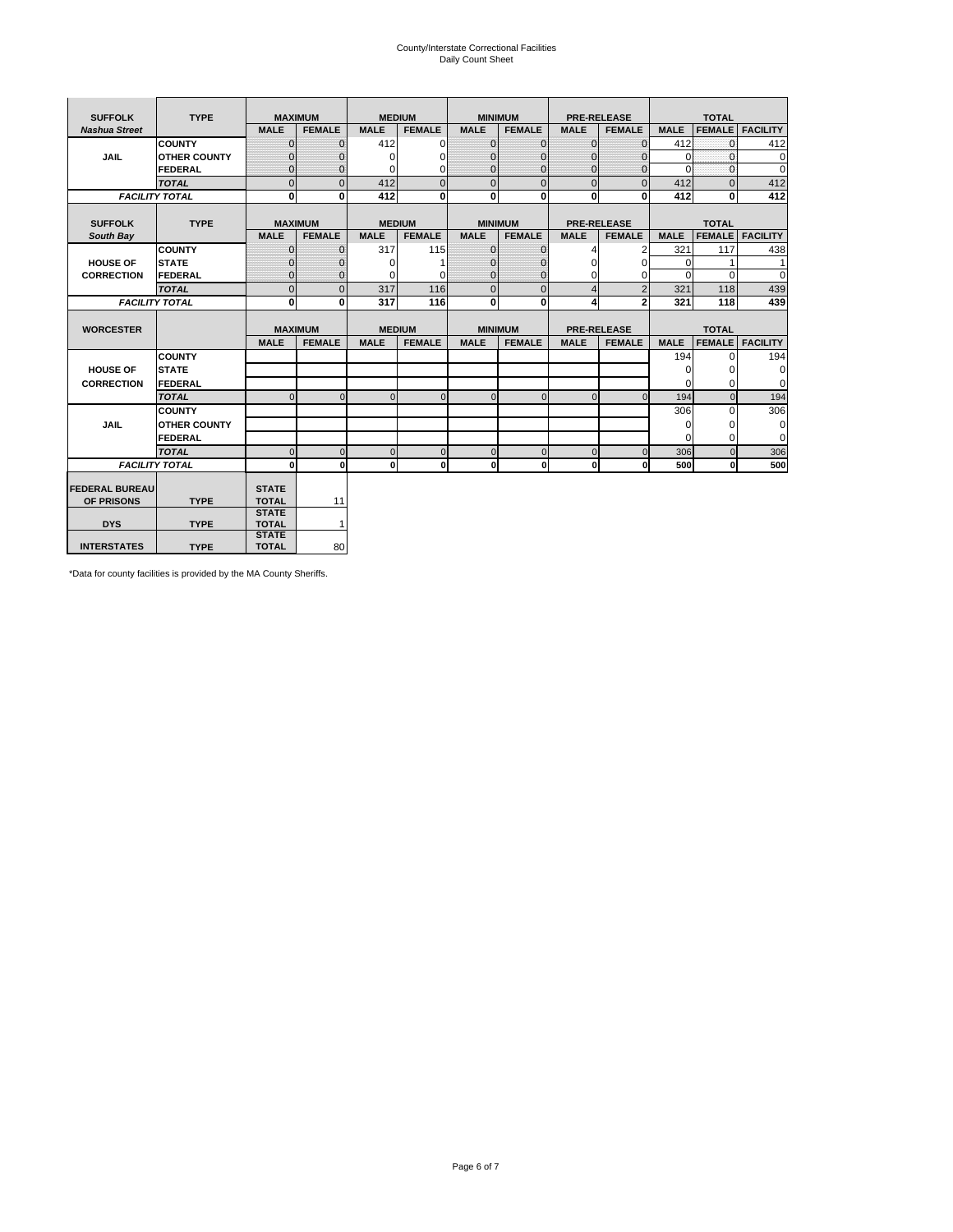# County/Interstate Correctional Facilities
## Daily Count Sheet

| SUFFOLK | TYPE | MAXIMUM | | MEDIUM | | MINIMUM | | PRE-RELEASE | | TOTAL | | |
|---|---|---|---|---|---|---|---|---|---|---|---|---|
| *Nashua Street* | | MALE | FEMALE | MALE | FEMALE | MALE | FEMALE | MALE | FEMALE | MALE | FEMALE | FACILITY |
| JAIL | COUNTY | 0 | 0 | 412 | 0 | 0 | 0 | 0 | 0 | 412 | 0 | 412 |
| | OTHER COUNTY | 0 | 0 | 0 | 0 | 0 | 0 | 0 | 0 | 0 | 0 | 0 |
| | FEDERAL | 0 | 0 | 0 | 0 | 0 | 0 | 0 | 0 | 0 | 0 | 0 |
| | *TOTAL* | 0 | 0 | 412 | 0 | 0 | 0 | 0 | 0 | 412 | 0 | 412 |
| *FACILITY TOTAL* | | 0 | 0 | 412 | 0 | 0 | 0 | 0 | 0 | 412 | 0 | 412 |

| SUFFOLK | TYPE | MAXIMUM | | MEDIUM | | MINIMUM | | PRE-RELEASE | | TOTAL | | |
|---|---|---|---|---|---|---|---|---|---|---|---|---|
| *South Bay* | | MALE | FEMALE | MALE | FEMALE | MALE | FEMALE | MALE | FEMALE | MALE | FEMALE | FACILITY |
| HOUSE OF CORRECTION | COUNTY | 0 | 0 | 317 | 115 | 0 | 0 | 4 | 2 | 321 | 117 | 438 |
| | STATE | 0 | 0 | 0 | 1 | 0 | 0 | 0 | 0 | 0 | 1 | 1 |
| | FEDERAL | 0 | 0 | 0 | 0 | 0 | 0 | 0 | 0 | 0 | 0 | 0 |
| | *TOTAL* | 0 | 0 | 317 | 116 | 0 | 0 | 4 | 2 | 321 | 118 | 439 |
| *FACILITY TOTAL* | | 0 | 0 | 317 | 116 | 0 | 0 | 4 | 2 | 321 | 118 | 439 |

| WORCESTER | | MAXIMUM | | MEDIUM | | MINIMUM | | PRE-RELEASE | | TOTAL | | |
|---|---|---|---|---|---|---|---|---|---|---|---|---|
| | | MALE | FEMALE | MALE | FEMALE | MALE | FEMALE | MALE | FEMALE | MALE | FEMALE | FACILITY |
| HOUSE OF CORRECTION | COUNTY | | | | | | | | | 194 | 0 | 194 |
| | STATE | | | | | | | | | 0 | 0 | 0 |
| | FEDERAL | | | | | | | | | 0 | 0 | 0 |
| | *TOTAL* | 0 | 0 | 0 | 0 | 0 | 0 | 0 | 0 | 194 | 0 | 194 |
| JAIL | COUNTY | | | | | | | | | 306 | 0 | 306 |
| | OTHER COUNTY | | | | | | | | | 0 | 0 | 0 |
| | FEDERAL | | | | | | | | | 0 | 0 | 0 |
| | *TOTAL* | 0 | 0 | 0 | 0 | 0 | 0 | 0 | 0 | 306 | 0 | 306 |
| *FACILITY TOTAL* | | 0 | 0 | 0 | 0 | 0 | 0 | 0 | 0 | 500 | 0 | 500 |

| | | | |
|---|---|---|---|
| FEDERAL BUREAU OF PRISONS | TYPE | STATE TOTAL | 11 |
| DYS | TYPE | STATE TOTAL | 1 |
| INTERSTATES | TYPE | STATE TOTAL | 80 |

*Data for county facilities is provided by the MA County Sheriffs.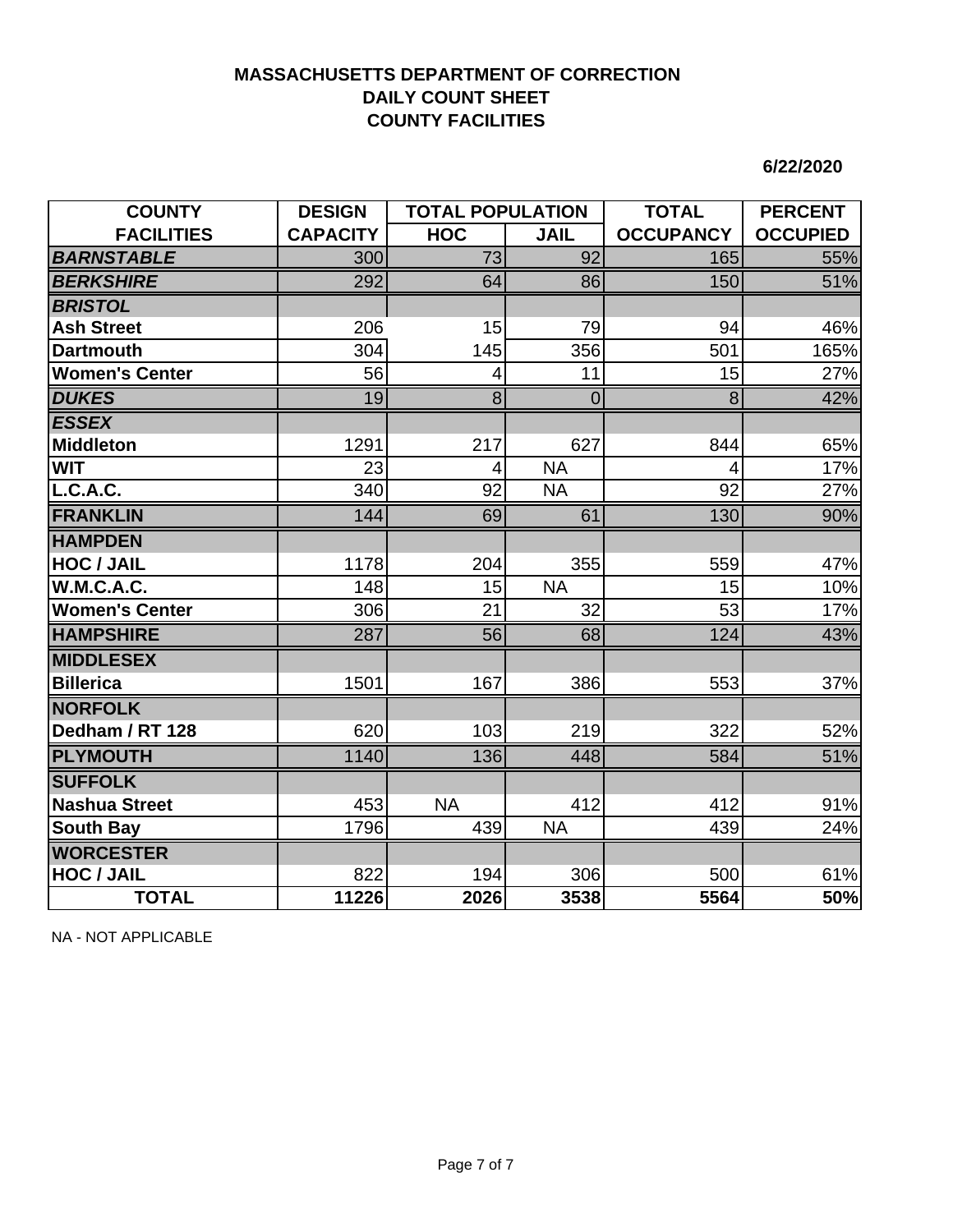**MASSACHUSETTS DEPARTMENT OF CORRECTION**
**DAILY COUNT SHEET**
**COUNTY FACILITIES**

**6/22/2020**

| COUNTY FACILITIES | DESIGN CAPACITY | TOTAL POPULATION | | TOTAL OCCUPANCY | PERCENT OCCUPIED |
|---|---|---|---|---|---|
| | | HOC | JAIL | | |
| ***BARNSTABLE*** | 300 | 73 | 92 | 165 | 55% |
| ***BERKSHIRE*** | 292 | 64 | 86 | 150 | 51% |
| ***BRISTOL*** | | | | | |
| **Ash Street** | 206 | 15 | 79 | 94 | 46% |
| **Dartmouth** | 304 | 145 | 356 | 501 | 165% |
| **Women's Center** | 56 | 4 | 11 | 15 | 27% |
| ***DUKES*** | 19 | 8 | 0 | 8 | 42% |
| ***ESSEX*** | | | | | |
| **Middleton** | 1291 | 217 | 627 | 844 | 65% |
| **WIT** | 23 | 4 | NA | 4 | 17% |
| **L.C.A.C.** | 340 | 92 | NA | 92 | 27% |
| **FRANKLIN** | 144 | 69 | 61 | 130 | 90% |
| **HAMPDEN** | | | | | |
| **HOC / JAIL** | 1178 | 204 | 355 | 559 | 47% |
| **W.M.C.A.C.** | 148 | 15 | NA | 15 | 10% |
| **Women's Center** | 306 | 21 | 32 | 53 | 17% |
| **HAMPSHIRE** | 287 | 56 | 68 | 124 | 43% |
| **MIDDLESEX** | | | | | |
| **Billerica** | 1501 | 167 | 386 | 553 | 37% |
| **NORFOLK** | | | | | |
| **Dedham / RT 128** | 620 | 103 | 219 | 322 | 52% |
| **PLYMOUTH** | 1140 | 136 | 448 | 584 | 51% |
| **SUFFOLK** | | | | | |
| **Nashua Street** | 453 | NA | 412 | 412 | 91% |
| **South Bay** | 1796 | 439 | NA | 439 | 24% |
| **WORCESTER** | | | | | |
| **HOC / JAIL** | 822 | 194 | 306 | 500 | 61% |
| **TOTAL** | **11226** | **2026** | **3538** | **5564** | **50%** |

NA - NOT APPLICABLE